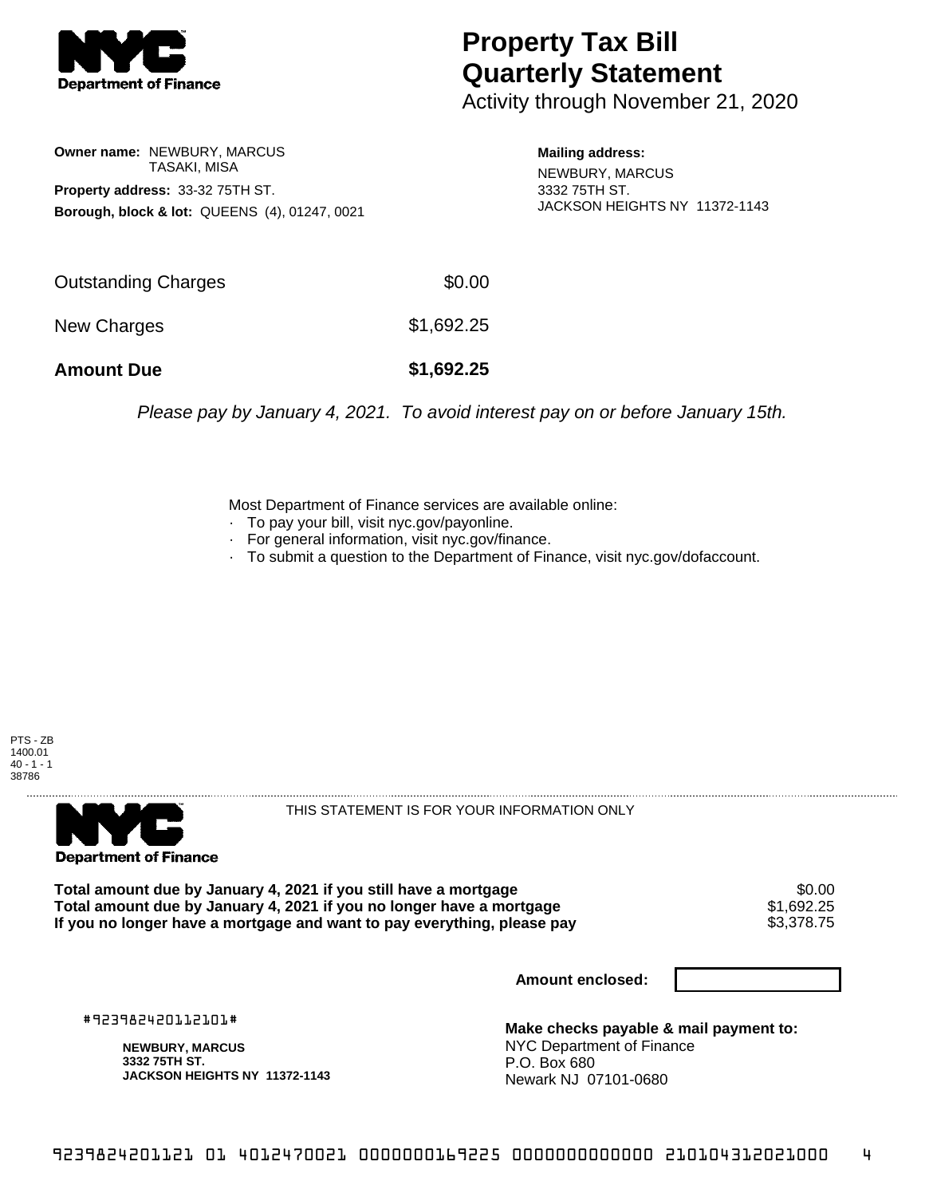# Property Tax Bill Quarterly Statement

Activity through November 21, 2020

**Owner name:** NEWBURY, MARCUS
TASAKI, MISA

**Property address:** 33-32 75TH ST.

**Borough, block & lot:** QUEENS (4), 01247, 0021

**Mailing address:**
NEWBURY, MARCUS
3332 75TH ST.
JACKSON HEIGHTS NY 11372-1143

| | |
|---|---|
| Outstanding Charges | $0.00 |
| New Charges | $1,692.25 |
| **Amount Due** | **$1,692.25** |

*Please pay by January 4, 2021. To avoid interest pay on or before January 15th.*

Most Department of Finance services are available online:

- To pay your bill, visit nyc.gov/payonline.
- For general information, visit nyc.gov/finance.
- To submit a question to the Department of Finance, visit nyc.gov/dofaccount.

PTS - ZB
1400.01
40 - 1 - 1
38786

THIS STATEMENT IS FOR YOUR INFORMATION ONLY

| | |
|---|---|
| **Total amount due by January 4, 2021 if you still have a mortgage** | $0.00 |
| **Total amount due by January 4, 2021 if you no longer have a mortgage** | $1,692.25 |
| **If you no longer have a mortgage and want to pay everything, please pay** | $3,378.75 |

**Amount enclosed:**

#923982420112101#

**NEWBURY, MARCUS**
**3332 75TH ST.**
**JACKSON HEIGHTS NY 11372-1143**

**Make checks payable & mail payment to:**
NYC Department of Finance
P.O. Box 680
Newark NJ 07101-0680

9239824201121 01 4012470021 0000000169225 0000000000000 210104312021000 4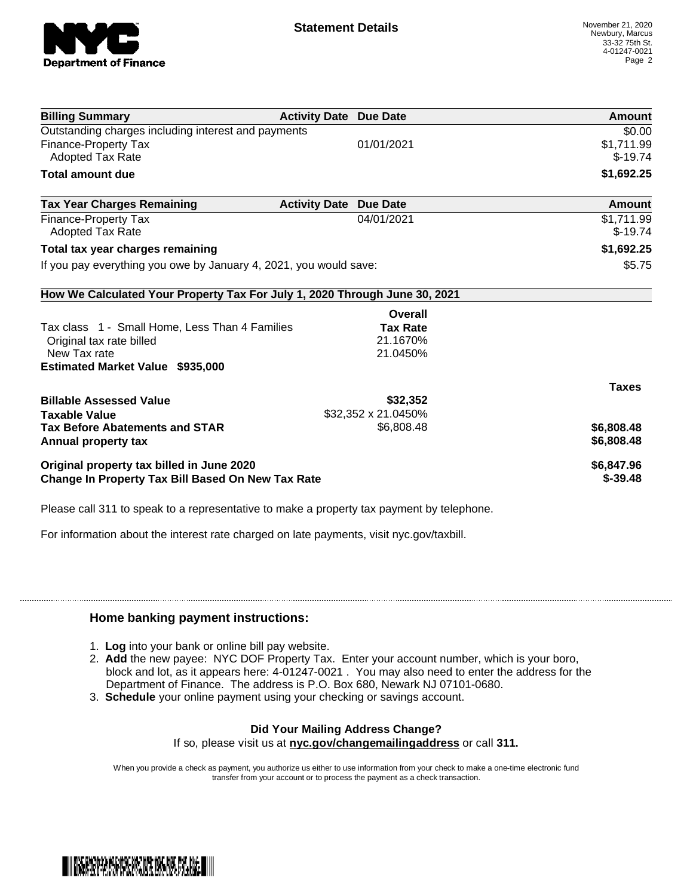**Statement Details**

November 21, 2020
Newbury, Marcus
33-32 75th St.
4-01247-0021

| Billing Summary | Activity Date | Due Date | Amount |
|---|---|---|---|
| Outstanding charges including interest and payments | | | $0.00 |
| Finance-Property Tax | | 01/01/2021 | $1,711.99 |
| Adopted Tax Rate | | | $-19.74 |
| **Total amount due** | | | **$1,692.25** |

| Tax Year Charges Remaining | Activity Date | Due Date | Amount |
|---|---|---|---|
| Finance-Property Tax | | 04/01/2021 | $1,711.99 |
| Adopted Tax Rate | | | $-19.74 |
| **Total tax year charges remaining** | | | **$1,692.25** |
| If you pay everything you owe by January 4, 2021, you would save: | | | $5.75 |

**How We Calculated Your Property Tax For July 1, 2020 Through June 30, 2021**

| | Overall Tax Rate | Taxes |
|---|---|---|
| Tax class 1 - Small Home, Less Than 4 Families | | |
| Original tax rate billed | 21.1670% | |
| New Tax rate | 21.0450% | |
| **Estimated Market Value $935,000** | | |
| **Billable Assessed Value** | **$32,352** | |
| **Taxable Value** | $32,352 x 21.0450% | |
| **Tax Before Abatements and STAR** | $6,808.48 | **$6,808.48** |
| **Annual property tax** | | **$6,808.48** |
| **Original property tax billed in June 2020** | | **$6,847.96** |
| **Change In Property Tax Bill Based On New Tax Rate** | | **$-39.48** |

Please call 311 to speak to a representative to make a property tax payment by telephone.

For information about the interest rate charged on late payments, visit nyc.gov/taxbill.

## Home banking payment instructions:

1. **Log** into your bank or online bill pay website.
2. **Add** the new payee: NYC DOF Property Tax. Enter your account number, which is your boro, block and lot, as it appears here: 4-01247-0021 . You may also need to enter the address for the Department of Finance. The address is P.O. Box 680, Newark NJ 07101-0680.
3. **Schedule** your online payment using your checking or savings account.

**Did Your Mailing Address Change?**

If so, please visit us at **nyc.gov/changemailingaddress** or call **311.**

When you provide a check as payment, you authorize us either to use information from your check to make a one-time electronic fund transfer from your account or to process the payment as a check transaction.